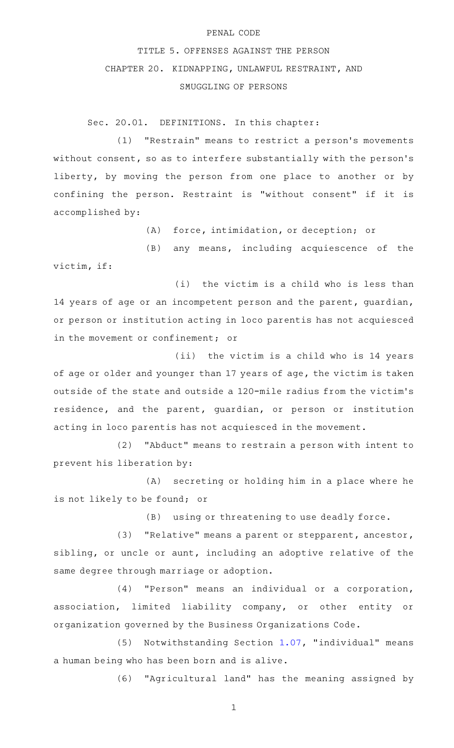PENAL CODE

# TITLE 5. OFFENSES AGAINST THE PERSON

## CHAPTER 20. KIDNAPPING, UNLAWFUL RESTRAINT, AND SMUGGLING OF PERSONS

Sec. 20.01. DEFINITIONS. In this chapter:

(1) "Restrain" means to restrict a person's movements without consent, so as to interfere substantially with the person's liberty, by moving the person from one place to another or by confining the person. Restraint is "without consent" if it is accomplished by:

(A) force, intimidation, or deception; or

(B) any means, including acquiescence of the victim, if:

(i) the victim is a child who is less than 14 years of age or an incompetent person and the parent, guardian, or person or institution acting in loco parentis has not acquiesced in the movement or confinement; or

(ii) the victim is a child who is 14 years of age or older and younger than 17 years of age, the victim is taken outside of the state and outside a 120-mile radius from the victim's residence, and the parent, guardian, or person or institution acting in loco parentis has not acquiesced in the movement.

(2) "Abduct" means to restrain a person with intent to prevent his liberation by:

(A) secreting or holding him in a place where he is not likely to be found; or

(B) using or threatening to use deadly force.

(3) "Relative" means a parent or stepparent, ancestor, sibling, or uncle or aunt, including an adoptive relative of the same degree through marriage or adoption.

(4) "Person" means an individual or a corporation, association, limited liability company, or other entity or organization governed by the Business Organizations Code.

(5) Notwithstanding Section 1.07, "individual" means a human being who has been born and is alive.

(6) "Agricultural land" has the meaning assigned by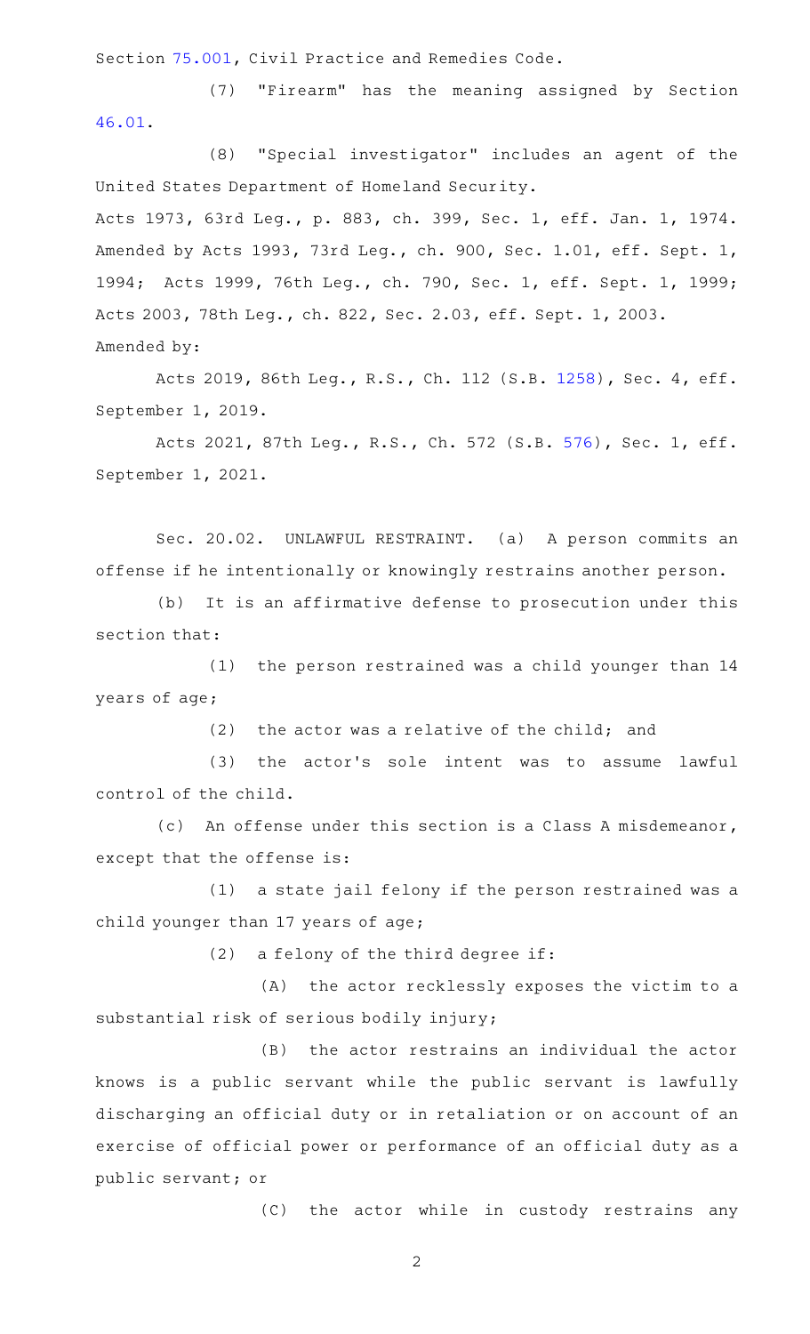Section 75.001, Civil Practice and Remedies Code.

(7) "Firearm" has the meaning assigned by Section 46.01.

(8) "Special investigator" includes an agent of the United States Department of Homeland Security.

Acts 1973, 63rd Leg., p. 883, ch. 399, Sec. 1, eff. Jan. 1, 1974. Amended by Acts 1993, 73rd Leg., ch. 900, Sec. 1.01, eff. Sept. 1, 1994; Acts 1999, 76th Leg., ch. 790, Sec. 1, eff. Sept. 1, 1999; Acts 2003, 78th Leg., ch. 822, Sec. 2.03, eff. Sept. 1, 2003.

Amended by:

Acts 2019, 86th Leg., R.S., Ch. 112 (S.B. 1258), Sec. 4, eff. September 1, 2019.

Acts 2021, 87th Leg., R.S., Ch. 572 (S.B. 576), Sec. 1, eff. September 1, 2021.

Sec. 20.02. UNLAWFUL RESTRAINT. (a) A person commits an offense if he intentionally or knowingly restrains another person.

(b) It is an affirmative defense to prosecution under this section that:

(1) the person restrained was a child younger than 14 years of age;

(2) the actor was a relative of the child; and

(3) the actor's sole intent was to assume lawful control of the child.

(c) An offense under this section is a Class A misdemeanor, except that the offense is:

(1) a state jail felony if the person restrained was a child younger than 17 years of age;

(2) a felony of the third degree if:

(A) the actor recklessly exposes the victim to a substantial risk of serious bodily injury;

(B) the actor restrains an individual the actor knows is a public servant while the public servant is lawfully discharging an official duty or in retaliation or on account of an exercise of official power or performance of an official duty as a public servant; or

(C) the actor while in custody restrains any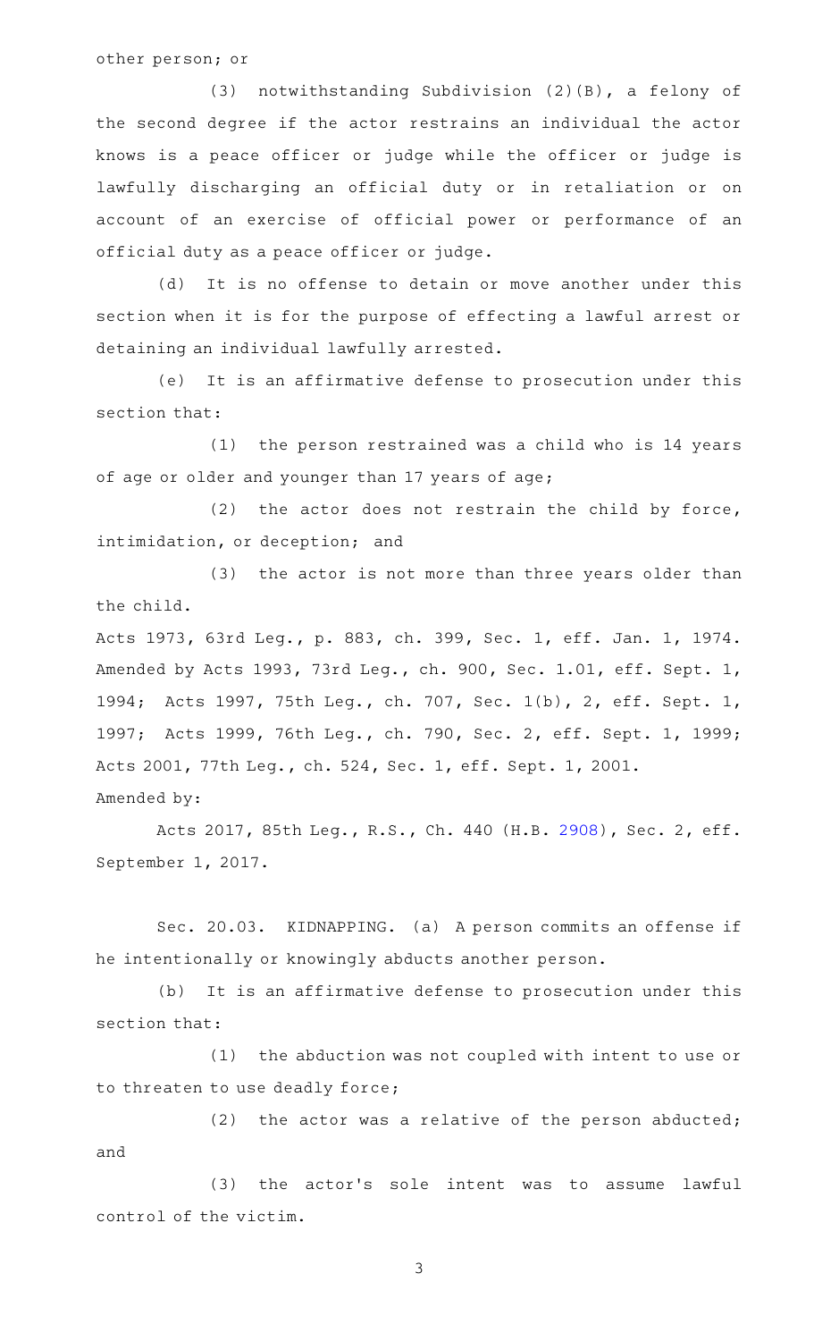other person; or

(3) notwithstanding Subdivision (2)(B), a felony of the second degree if the actor restrains an individual the actor knows is a peace officer or judge while the officer or judge is lawfully discharging an official duty or in retaliation or on account of an exercise of official power or performance of an official duty as a peace officer or judge.

(d) It is no offense to detain or move another under this section when it is for the purpose of effecting a lawful arrest or detaining an individual lawfully arrested.

(e) It is an affirmative defense to prosecution under this section that:

(1) the person restrained was a child who is 14 years of age or older and younger than 17 years of age;

(2) the actor does not restrain the child by force, intimidation, or deception; and

(3) the actor is not more than three years older than the child.

Acts 1973, 63rd Leg., p. 883, ch. 399, Sec. 1, eff. Jan. 1, 1974. Amended by Acts 1993, 73rd Leg., ch. 900, Sec. 1.01, eff. Sept. 1, 1994; Acts 1997, 75th Leg., ch. 707, Sec. 1(b), 2, eff. Sept. 1, 1997; Acts 1999, 76th Leg., ch. 790, Sec. 2, eff. Sept. 1, 1999; Acts 2001, 77th Leg., ch. 524, Sec. 1, eff. Sept. 1, 2001.

Amended by:

Acts 2017, 85th Leg., R.S., Ch. 440 (H.B. 2908), Sec. 2, eff. September 1, 2017.

Sec. 20.03. KIDNAPPING. (a) A person commits an offense if he intentionally or knowingly abducts another person.

(b) It is an affirmative defense to prosecution under this section that:

(1) the abduction was not coupled with intent to use or to threaten to use deadly force;

(2) the actor was a relative of the person abducted; and

(3) the actor's sole intent was to assume lawful control of the victim.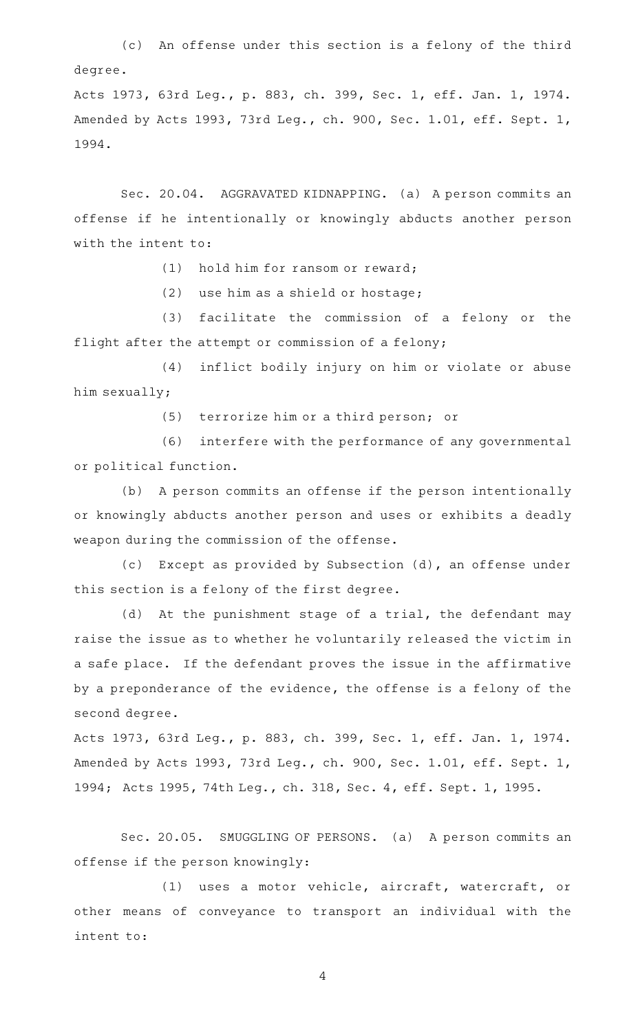(c) An offense under this section is a felony of the third degree.

Acts 1973, 63rd Leg., p. 883, ch. 399, Sec. 1, eff. Jan. 1, 1974. Amended by Acts 1993, 73rd Leg., ch. 900, Sec. 1.01, eff. Sept. 1, 1994.

Sec. 20.04. AGGRAVATED KIDNAPPING. (a) A person commits an offense if he intentionally or knowingly abducts another person with the intent to:

(1) hold him for ransom or reward;

(2) use him as a shield or hostage;

(3) facilitate the commission of a felony or the flight after the attempt or commission of a felony;

(4) inflict bodily injury on him or violate or abuse him sexually;

(5) terrorize him or a third person; or

(6) interfere with the performance of any governmental or political function.

(b) A person commits an offense if the person intentionally or knowingly abducts another person and uses or exhibits a deadly weapon during the commission of the offense.

(c) Except as provided by Subsection (d), an offense under this section is a felony of the first degree.

(d) At the punishment stage of a trial, the defendant may raise the issue as to whether he voluntarily released the victim in a safe place. If the defendant proves the issue in the affirmative by a preponderance of the evidence, the offense is a felony of the second degree.

Acts 1973, 63rd Leg., p. 883, ch. 399, Sec. 1, eff. Jan. 1, 1974. Amended by Acts 1993, 73rd Leg., ch. 900, Sec. 1.01, eff. Sept. 1, 1994; Acts 1995, 74th Leg., ch. 318, Sec. 4, eff. Sept. 1, 1995.

Sec. 20.05. SMUGGLING OF PERSONS. (a) A person commits an offense if the person knowingly:

(1) uses a motor vehicle, aircraft, watercraft, or other means of conveyance to transport an individual with the intent to: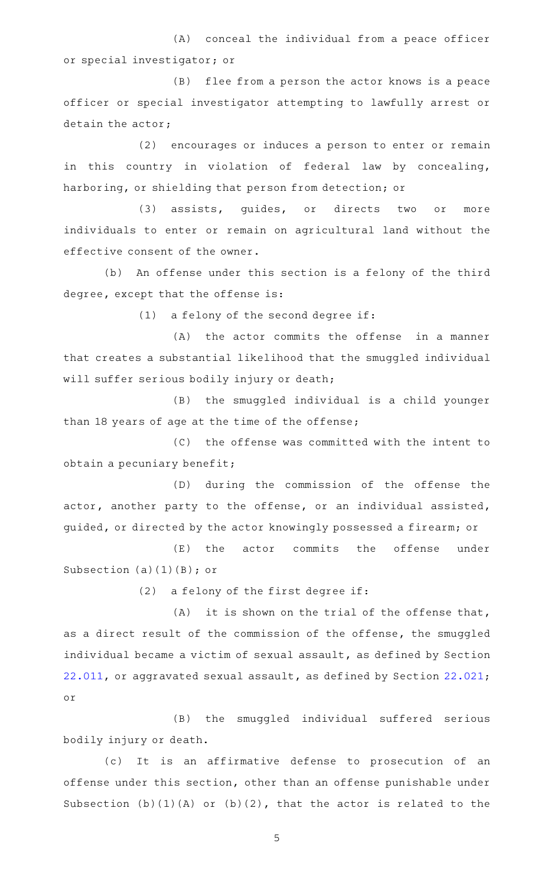(A) conceal the individual from a peace officer or special investigator; or

(B) flee from a person the actor knows is a peace officer or special investigator attempting to lawfully arrest or detain the actor;

(2) encourages or induces a person to enter or remain in this country in violation of federal law by concealing, harboring, or shielding that person from detection; or

(3) assists, guides, or directs two or more individuals to enter or remain on agricultural land without the effective consent of the owner.

(b) An offense under this section is a felony of the third degree, except that the offense is:

(1) a felony of the second degree if:

(A) the actor commits the offense in a manner that creates a substantial likelihood that the smuggled individual will suffer serious bodily injury or death;

(B) the smuggled individual is a child younger than 18 years of age at the time of the offense;

(C) the offense was committed with the intent to obtain a pecuniary benefit;

(D) during the commission of the offense the actor, another party to the offense, or an individual assisted, guided, or directed by the actor knowingly possessed a firearm; or

(E) the actor commits the offense under Subsection (a)(1)(B); or

(2) a felony of the first degree if:

(A) it is shown on the trial of the offense that, as a direct result of the commission of the offense, the smuggled individual became a victim of sexual assault, as defined by Section 22.011, or aggravated sexual assault, as defined by Section 22.021; or

(B) the smuggled individual suffered serious bodily injury or death.

(c) It is an affirmative defense to prosecution of an offense under this section, other than an offense punishable under Subsection (b)(1)(A) or (b)(2), that the actor is related to the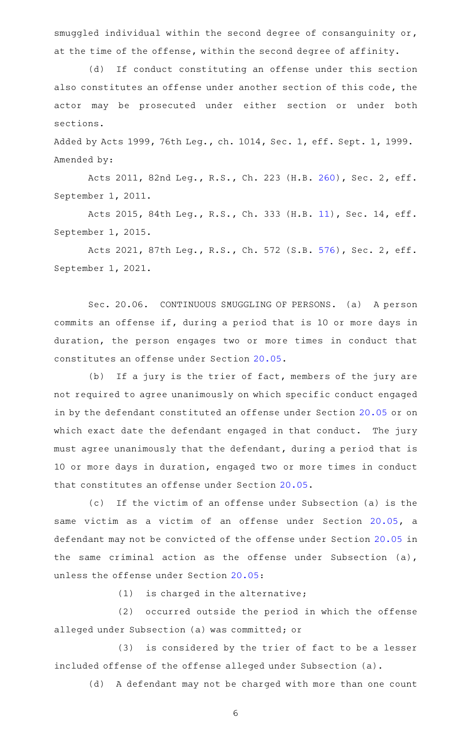smuggled individual within the second degree of consanguinity or, at the time of the offense, within the second degree of affinity.

(d) If conduct constituting an offense under this section also constitutes an offense under another section of this code, the actor may be prosecuted under either section or under both sections.

Added by Acts 1999, 76th Leg., ch. 1014, Sec. 1, eff. Sept. 1, 1999.
Amended by:

Acts 2011, 82nd Leg., R.S., Ch. 223 (H.B. 260), Sec. 2, eff. September 1, 2011.

Acts 2015, 84th Leg., R.S., Ch. 333 (H.B. 11), Sec. 14, eff. September 1, 2015.

Acts 2021, 87th Leg., R.S., Ch. 572 (S.B. 576), Sec. 2, eff. September 1, 2021.

Sec. 20.06. CONTINUOUS SMUGGLING OF PERSONS. (a) A person commits an offense if, during a period that is 10 or more days in duration, the person engages two or more times in conduct that constitutes an offense under Section 20.05.

(b) If a jury is the trier of fact, members of the jury are not required to agree unanimously on which specific conduct engaged in by the defendant constituted an offense under Section 20.05 or on which exact date the defendant engaged in that conduct. The jury must agree unanimously that the defendant, during a period that is 10 or more days in duration, engaged two or more times in conduct that constitutes an offense under Section 20.05.

(c) If the victim of an offense under Subsection (a) is the same victim as a victim of an offense under Section 20.05, a defendant may not be convicted of the offense under Section 20.05 in the same criminal action as the offense under Subsection (a), unless the offense under Section 20.05:

(1) is charged in the alternative;

(2) occurred outside the period in which the offense alleged under Subsection (a) was committed; or

(3) is considered by the trier of fact to be a lesser included offense of the offense alleged under Subsection (a).

(d) A defendant may not be charged with more than one count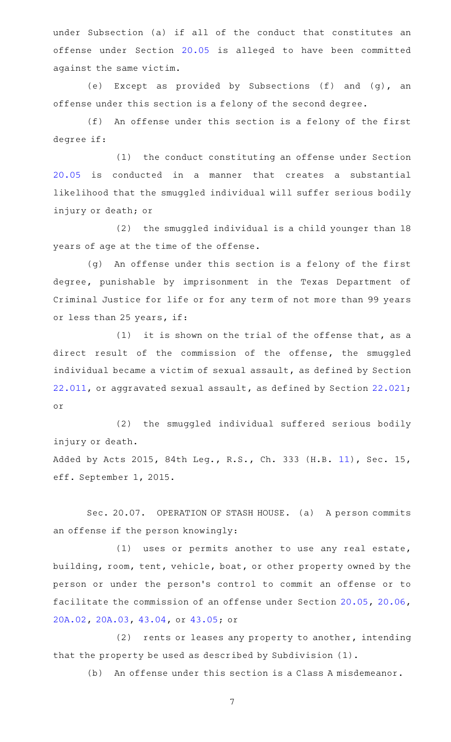under Subsection (a) if all of the conduct that constitutes an offense under Section 20.05 is alleged to have been committed against the same victim.

(e) Except as provided by Subsections (f) and (g), an offense under this section is a felony of the second degree.

(f) An offense under this section is a felony of the first degree if:

(1) the conduct constituting an offense under Section 20.05 is conducted in a manner that creates a substantial likelihood that the smuggled individual will suffer serious bodily injury or death; or

(2) the smuggled individual is a child younger than 18 years of age at the time of the offense.

(g) An offense under this section is a felony of the first degree, punishable by imprisonment in the Texas Department of Criminal Justice for life or for any term of not more than 99 years or less than 25 years, if:

(1) it is shown on the trial of the offense that, as a direct result of the commission of the offense, the smuggled individual became a victim of sexual assault, as defined by Section 22.011, or aggravated sexual assault, as defined by Section 22.021; or

(2) the smuggled individual suffered serious bodily injury or death.

Added by Acts 2015, 84th Leg., R.S., Ch. 333 (H.B. 11), Sec. 15, eff. September 1, 2015.

Sec. 20.07. OPERATION OF STASH HOUSE. (a) A person commits an offense if the person knowingly:

(1) uses or permits another to use any real estate, building, room, tent, vehicle, boat, or other property owned by the person or under the person's control to commit an offense or to facilitate the commission of an offense under Section 20.05, 20.06, 20A.02, 20A.03, 43.04, or 43.05; or

(2) rents or leases any property to another, intending that the property be used as described by Subdivision (1).

(b) An offense under this section is a Class A misdemeanor.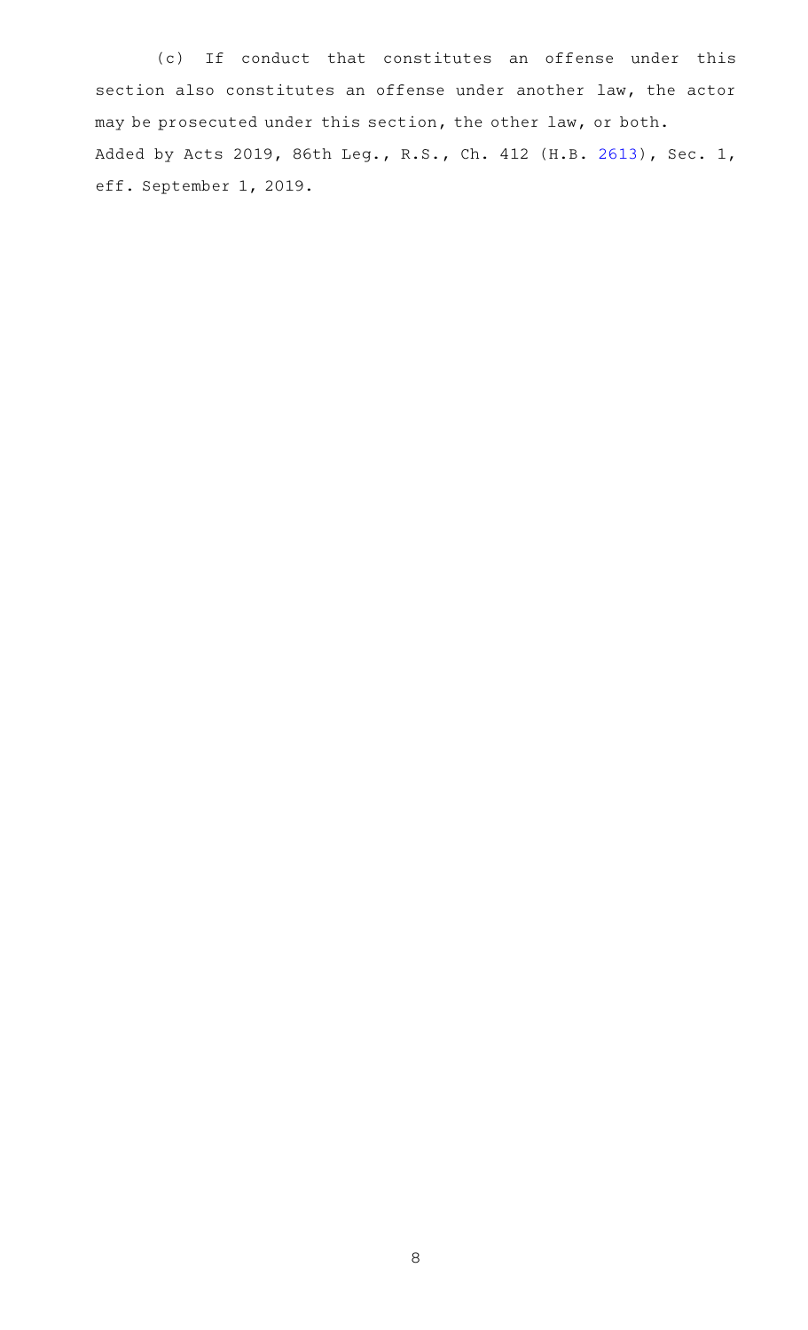(c) If conduct that constitutes an offense under this section also constitutes an offense under another law, the actor may be prosecuted under this section, the other law, or both.

Added by Acts 2019, 86th Leg., R.S., Ch. 412 (H.B. 2613), Sec. 1, eff. September 1, 2019.